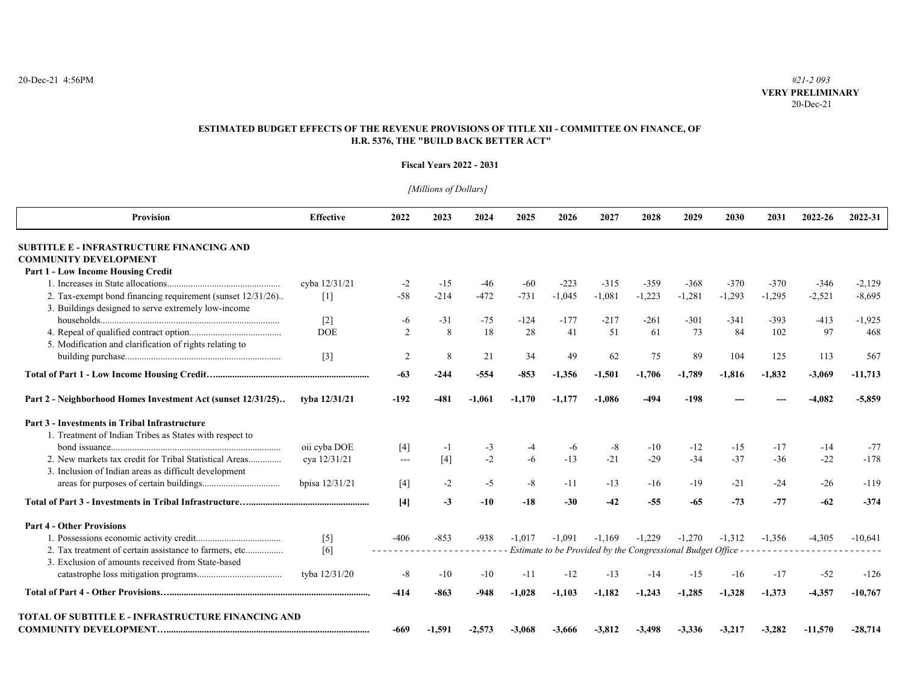20-Dec-21 4:56PM

*#21-2 093*
**VERY PRELIMINARY**
20-Dec-21

**ESTIMATED BUDGET EFFECTS OF THE REVENUE PROVISIONS OF TITLE XII - COMMITTEE ON FINANCE, OF H.R. 5376, THE "BUILD BACK BETTER ACT"**

**Fiscal Years 2022 - 2031**

*[Millions of Dollars]*

| Provision | Effective | 2022 | 2023 | 2024 | 2025 | 2026 | 2027 | 2028 | 2029 | 2030 | 2031 | 2022-26 | 2022-31 |
|---|---|---|---|---|---|---|---|---|---|---|---|---|---|
| **SUBTITLE E - INFRASTRUCTURE FINANCING AND COMMUNITY DEVELOPMENT** | | | | | | | | | | | | | |
| **Part 1 - Low Income Housing Credit** | | | | | | | | | | | | | |
| 1. Increases in State allocations................................................ | cyba 12/31/21 | -2 | -15 | -46 | -60 | -223 | -315 | -359 | -368 | -370 | -370 | -346 | -2,129 |
| 2. Tax-exempt bond financing requirement (sunset 12/31/26).. | [1] | -58 | -214 | -472 | -731 | -1,045 | -1,081 | -1,223 | -1,281 | -1,293 | -1,295 | -2,521 | -8,695 |
| 3. Buildings designed to serve extremely low-income households........................................................................... | [2] | -6 | -31 | -75 | -124 | -177 | -217 | -261 | -301 | -341 | -393 | -413 | -1,925 |
| 4. Repeal of qualified contract option....................................... | DOE | 2 | 8 | 18 | 28 | 41 | 51 | 61 | 73 | 84 | 102 | 97 | 468 |
| 5. Modification and clarification of rights relating to building purchase................................................................. | [3] | 2 | 8 | 21 | 34 | 49 | 62 | 75 | 89 | 104 | 125 | 113 | 567 |
| **Total of Part 1 - Low Income Housing Credit…................................................................** | | **-63** | **-244** | **-554** | **-853** | **-1,356** | **-1,501** | **-1,706** | **-1,789** | **-1,816** | **-1,832** | **-3,069** | **-11,713** |
| **Part 2 - Neighborhood Homes Investment Act (sunset 12/31/25)..** | **tyba 12/31/21** | **-192** | **-481** | **-1,061** | **-1,170** | **-1,177** | **-1,086** | **-494** | **-198** | **---** | **---** | **-4,082** | **-5,859** |
| **Part 3 - Investments in Tribal Infrastructure** | | | | | | | | | | | | | |
| 1. Treatment of Indian Tribes as States with respect to bond issuance....................................................................... | oii cyba DOE | [4] | -1 | -3 | -4 | -6 | -8 | -10 | -12 | -15 | -17 | -14 | -77 |
| 2. New markets tax credit for Tribal Statistical Areas............. | cya 12/31/21 | --- | [4] | -2 | -6 | -13 | -21 | -29 | -34 | -37 | -36 | -22 | -178 |
| 3. Inclusion of Indian areas as difficult development areas for purposes of certain buildings................................ | bpisa 12/31/21 | [4] | -2 | -5 | -8 | -11 | -13 | -16 | -19 | -21 | -24 | -26 | -119 |
| **Total of Part 3 - Investments in Tribal Infrastructure…..................................................** | | **[4]** | **-3** | **-10** | **-18** | **-30** | **-42** | **-55** | **-65** | **-73** | **-77** | **-62** | **-374** |
| **Part 4 - Other Provisions** | | | | | | | | | | | | | |
| 1. Possessions economic activity credit................................... | [5] | -406 | -853 | -938 | -1,017 | -1,091 | -1,169 | -1,229 | -1,270 | -1,312 | -1,356 | -4,305 | -10,641 |
| 2. Tax treatment of certain assistance to farmers, etc................ | [6] | *Estimate to be Provided by the Congressional Budget Office* | | | | | | | | | | | |
| 3. Exclusion of amounts received from State-based catastrophe loss mitigation programs................................... | tyba 12/31/20 | -8 | -10 | -10 | -11 | -12 | -13 | -14 | -15 | -16 | -17 | -52 | -126 |
| **Total of Part 4 - Other Provisions…...................................................................................** | | **-414** | **-863** | **-948** | **-1,028** | **-1,103** | **-1,182** | **-1,243** | **-1,285** | **-1,328** | **-1,373** | **-4,357** | **-10,767** |
| **TOTAL OF SUBTITLE E - INFRASTRUCTURE FINANCING AND COMMUNITY DEVELOPMENT…....................................................................................** | | **-669** | **-1,591** | **-2,573** | **-3,068** | **-3,666** | **-3,812** | **-3,498** | **-3,336** | **-3,217** | **-3,282** | **-11,570** | **-28,714** |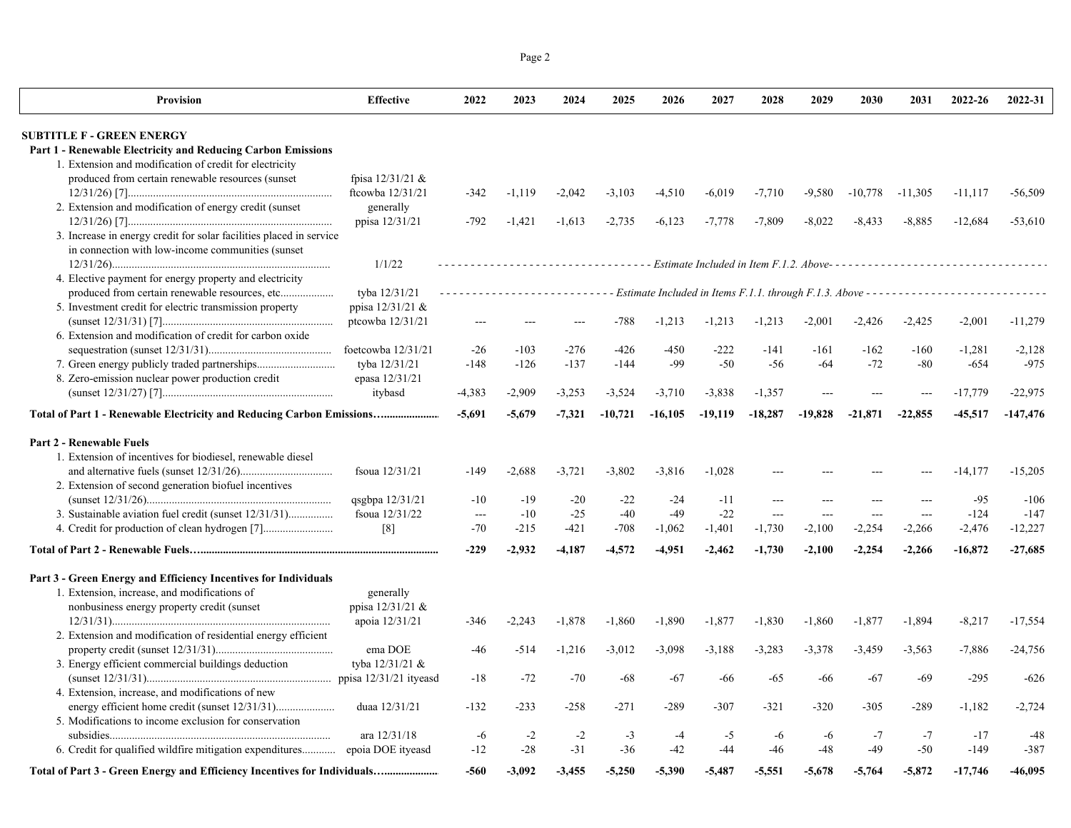| Provision | Effective | 2022 | 2023 | 2024 | 2025 | 2026 | 2027 | 2028 | 2029 | 2030 | 2031 | 2022-26 | 2022-31 |
|---|---|---|---|---|---|---|---|---|---|---|---|---|---|
| **SUBTITLE F - GREEN ENERGY** | | | | | | | | | | | | | |
| **Part 1 - Renewable Electricity and Reducing Carbon Emissions** | | | | | | | | | | | | | |
| 1. Extension and modification of credit for electricity produced from certain renewable resources (sunset 12/31/26) [7]......... | fpisa 12/31/21 & ftcowba 12/31/21 | -342 | -1,119 | -2,042 | -3,103 | -4,510 | -6,019 | -7,710 | -9,580 | -10,778 | -11,305 | -11,117 | -56,509 |
| 2. Extension and modification of energy credit (sunset 12/31/26) [7]......... | generally ppisa 12/31/21 | -792 | -1,421 | -1,613 | -2,735 | -6,123 | -7,778 | -7,809 | -8,022 | -8,433 | -8,885 | -12,684 | -53,610 |
| 3. Increase in energy credit for solar facilities placed in service in connection with low-income communities (sunset 12/31/26)......... | 1/1/22 | *Estimate Included in Item F.1.2. Above* | | | | | | | | | | | |
| 4. Elective payment for energy property and electricity produced from certain renewable resources, etc......... | tyba 12/31/21 | *Estimate Included in Items F.1.1. through F.1.3. Above* | | | | | | | | | | | |
| 5. Investment credit for electric transmission property (sunset 12/31/31) [7]......... | ppisa 12/31/21 & ptcowba 12/31/21 | --- | --- | --- | -788 | -1,213 | -1,213 | -1,213 | -2,001 | -2,426 | -2,425 | -2,001 | -11,279 |
| 6. Extension and modification of credit for carbon oxide sequestration (sunset 12/31/31)......... | foetcowba 12/31/21 | -26 | -103 | -276 | -426 | -450 | -222 | -141 | -161 | -162 | -160 | -1,281 | -2,128 |
| 7. Green energy publicly traded partnerships......... | tyba 12/31/21 | -148 | -126 | -137 | -144 | -99 | -50 | -56 | -64 | -72 | -80 | -654 | -975 |
| 8. Zero-emission nuclear power production credit (sunset 12/31/27) [7]......... | epasa 12/31/21 itybasd | -4,383 | -2,909 | -3,253 | -3,524 | -3,710 | -3,838 | -1,357 | --- | --- | --- | -17,779 | -22,975 |
| **Total of Part 1 - Renewable Electricity and Reducing Carbon Emissions.........** | | **-5,691** | **-5,679** | **-7,321** | **-10,721** | **-16,105** | **-19,119** | **-18,287** | **-19,828** | **-21,871** | **-22,855** | **-45,517** | **-147,476** |
| **Part 2 - Renewable Fuels** | | | | | | | | | | | | | |
| 1. Extension of incentives for biodiesel, renewable diesel and alternative fuels (sunset 12/31/26)......... | fsoua 12/31/21 | -149 | -2,688 | -3,721 | -3,802 | -3,816 | -1,028 | --- | --- | --- | --- | -14,177 | -15,205 |
| 2. Extension of second generation biofuel incentives (sunset 12/31/26)......... | qsgbpa 12/31/21 | -10 | -19 | -20 | -22 | -24 | -11 | --- | --- | --- | --- | -95 | -106 |
| 3. Sustainable aviation fuel credit (sunset 12/31/31)......... | fsoua 12/31/22 | --- | -10 | -25 | -40 | -49 | -22 | --- | --- | --- | --- | -124 | -147 |
| 4. Credit for production of clean hydrogen [7]......... | [8] | -70 | -215 | -421 | -708 | -1,062 | -1,401 | -1,730 | -2,100 | -2,254 | -2,266 | -2,476 | -12,227 |
| **Total of Part 2 - Renewable Fuels.........** | | **-229** | **-2,932** | **-4,187** | **-4,572** | **-4,951** | **-2,462** | **-1,730** | **-2,100** | **-2,254** | **-2,266** | **-16,872** | **-27,685** |
| **Part 3 - Green Energy and Efficiency Incentives for Individuals** | | | | | | | | | | | | | |
| 1. Extension, increase, and modifications of nonbusiness energy property credit (sunset 12/31/31)......... | generally ppisa 12/31/21 & apoia 12/31/21 | -346 | -2,243 | -1,878 | -1,860 | -1,890 | -1,877 | -1,830 | -1,860 | -1,877 | -1,894 | -8,217 | -17,554 |
| 2. Extension and modification of residential energy efficient property credit (sunset 12/31/31)......... | ema DOE | -46 | -514 | -1,216 | -3,012 | -3,098 | -3,188 | -3,283 | -3,378 | -3,459 | -3,563 | -7,886 | -24,756 |
| 3. Energy efficient commercial buildings deduction (sunset 12/31/31)......... | tyba 12/31/21 & ppisa 12/31/21 ityeasd | -18 | -72 | -70 | -68 | -67 | -66 | -65 | -66 | -67 | -69 | -295 | -626 |
| 4. Extension, increase, and modifications of new energy efficient home credit (sunset 12/31/31)......... | duaa 12/31/21 | -132 | -233 | -258 | -271 | -289 | -307 | -321 | -320 | -305 | -289 | -1,182 | -2,724 |
| 5. Modifications to income exclusion for conservation subsidies......... | ara 12/31/18 | -6 | -2 | -2 | -3 | -4 | -5 | -6 | -6 | -7 | -7 | -17 | -48 |
| 6. Credit for qualified wildfire mitigation expenditures......... | epoia DOE ityeasd | -12 | -28 | -31 | -36 | -42 | -44 | -46 | -48 | -49 | -50 | -149 | -387 |
| **Total of Part 3 - Green Energy and Efficiency Incentives for Individuals.........** | | **-560** | **-3,092** | **-3,455** | **-5,250** | **-5,390** | **-5,487** | **-5,551** | **-5,678** | **-5,764** | **-5,872** | **-17,746** | **-46,095** |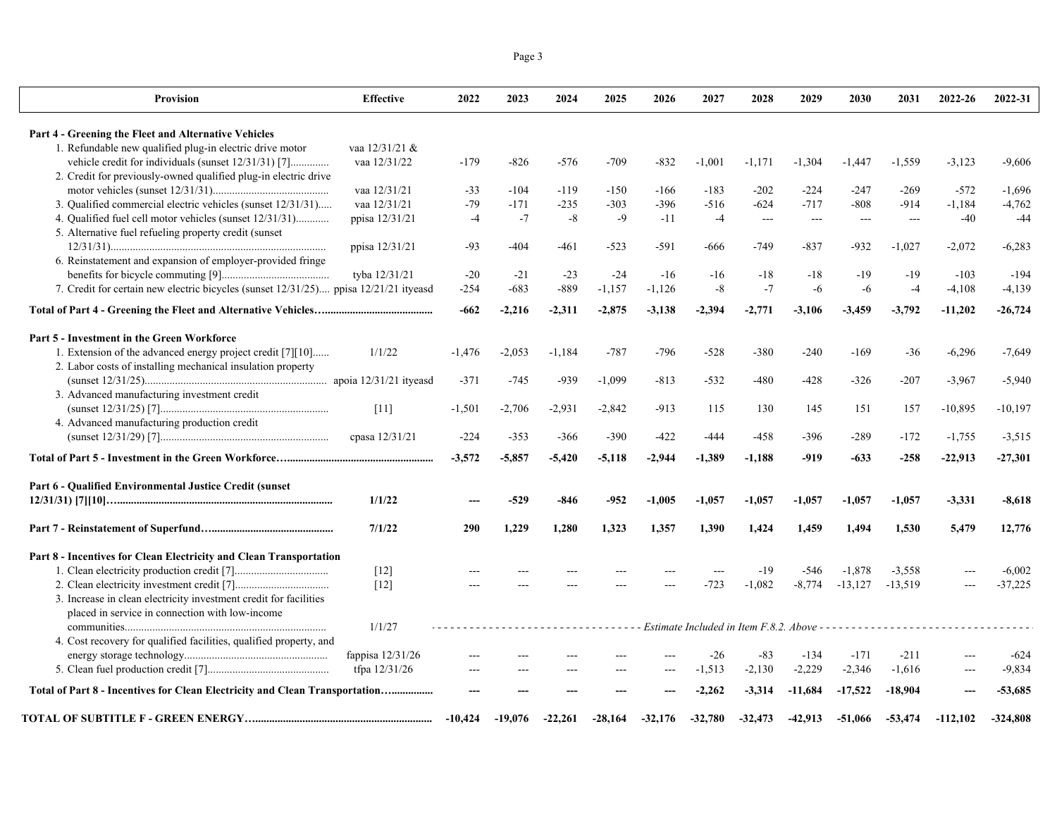| Provision | Effective | 2022 | 2023 | 2024 | 2025 | 2026 | 2027 | 2028 | 2029 | 2030 | 2031 | 2022-26 | 2022-31 |
|---|---|---|---|---|---|---|---|---|---|---|---|---|---|
| **Part 4 - Greening the Fleet and Alternative Vehicles** | | | | | | | | | | | | | |
| 1. Refundable new qualified plug-in electric drive motor vehicle credit for individuals (sunset 12/31/31) [7]............. | vaa 12/31/21 & vaa 12/31/22 | -179 | -826 | -576 | -709 | -832 | -1,001 | -1,171 | -1,304 | -1,447 | -1,559 | -3,123 | -9,606 |
| 2. Credit for previously-owned qualified plug-in electric drive motor vehicles (sunset 12/31/31)......................................... | vaa 12/31/21 | -33 | -104 | -119 | -150 | -166 | -183 | -202 | -224 | -247 | -269 | -572 | -1,696 |
| 3. Qualified commercial electric vehicles (sunset 12/31/31)..... | vaa 12/31/21 | -79 | -171 | -235 | -303 | -396 | -516 | -624 | -717 | -808 | -914 | -1,184 | -4,762 |
| 4. Qualified fuel cell motor vehicles (sunset 12/31/31)............ | ppisa 12/31/21 | -4 | -7 | -8 | -9 | -11 | -4 | --- | --- | --- | --- | -40 | -44 |
| 5. Alternative fuel refueling property credit (sunset 12/31/31)............................................................................ | ppisa 12/31/21 | -93 | -404 | -461 | -523 | -591 | -666 | -749 | -837 | -932 | -1,027 | -2,072 | -6,283 |
| 6. Reinstatement and expansion of employer-provided fringe benefits for bicycle commuting [9]...................................... | tyba 12/31/21 | -20 | -21 | -23 | -24 | -16 | -16 | -18 | -18 | -19 | -19 | -103 | -194 |
| 7. Credit for certain new electric bicycles (sunset 12/31/25).... | ppisa 12/21/21 ityeasd | -254 | -683 | -889 | -1,157 | -1,126 | -8 | -7 | -6 | -6 | -4 | -4,108 | -4,139 |
| **Total of Part 4 - Greening the Fleet and Alternative Vehicles…......................................** | | **-662** | **-2,216** | **-2,311** | **-2,875** | **-3,138** | **-2,394** | **-2,771** | **-3,106** | **-3,459** | **-3,792** | **-11,202** | **-26,724** |
| **Part 5 - Investment in the Green Workforce** | | | | | | | | | | | | | |
| 1. Extension of the advanced energy project credit [7][10]...... | 1/1/22 | -1,476 | -2,053 | -1,184 | -787 | -796 | -528 | -380 | -240 | -169 | -36 | -6,296 | -7,649 |
| 2. Labor costs of installing mechanical insulation property (sunset 12/31/25).................................................................. | apoia 12/31/21 ityeasd | -371 | -745 | -939 | -1,099 | -813 | -532 | -480 | -428 | -326 | -207 | -3,967 | -5,940 |
| 3. Advanced manufacturing investment credit (sunset 12/31/25) [7]............................................................ | [11] | -1,501 | -2,706 | -2,931 | -2,842 | -913 | 115 | 130 | 145 | 151 | 157 | -10,895 | -10,197 |
| 4. Advanced manufacturing production credit (sunset 12/31/29) [7]............................................................ | cpasa 12/31/21 | -224 | -353 | -366 | -390 | -422 | -444 | -458 | -396 | -289 | -172 | -1,755 | -3,515 |
| **Total of Part 5 - Investment in the Green Workforce…....................................................** | | **-3,572** | **-5,857** | **-5,420** | **-5,118** | **-2,944** | **-1,389** | **-1,188** | **-919** | **-633** | **-258** | **-22,913** | **-27,301** |
| **Part 6 - Qualified Environmental Justice Credit (sunset 12/31/31) [7][10]….............................................................................** | **1/1/22** | **---** | **-529** | **-846** | **-952** | **-1,005** | **-1,057** | **-1,057** | **-1,057** | **-1,057** | **-1,057** | **-3,331** | **-8,618** |
| **Part 7 - Reinstatement of Superfund…..........................................** | **7/1/22** | **290** | **1,229** | **1,280** | **1,323** | **1,357** | **1,390** | **1,424** | **1,459** | **1,494** | **1,530** | **5,479** | **12,776** |
| **Part 8 - Incentives for Clean Electricity and Clean Transportation** | | | | | | | | | | | | | |
| 1. Clean electricity production credit [7]................................. | [12] | --- | --- | --- | --- | --- | --- | -19 | -546 | -1,878 | -3,558 | --- | -6,002 |
| 2. Clean electricity investment credit [7]................................. | [12] | --- | --- | --- | --- | --- | -723 | -1,082 | -8,774 | -13,127 | -13,519 | --- | -37,225 |
| 3. Increase in clean electricity investment credit for facilities placed in service in connection with low-income communities........................................................................ | 1/1/27 | *Estimate Included in Item F.8.2. Above* | | | | | | | | | | | |
| 4. Cost recovery for qualified facilities, qualified property, and energy storage technology................................................... | fappisa 12/31/26 | --- | --- | --- | --- | --- | -26 | -83 | -134 | -171 | -211 | --- | -624 |
| 5. Clean fuel production credit [7]........................................... | tfpa 12/31/26 | --- | --- | --- | --- | --- | -1,513 | -2,130 | -2,229 | -2,346 | -1,616 | --- | -9,834 |
| **Total of Part 8 - Incentives for Clean Electricity and Clean Transportation….................** | | **---** | **---** | **---** | **---** | **---** | **-2,262** | **-3,314** | **-11,684** | **-17,522** | **-18,904** | **---** | **-53,685** |
| **TOTAL OF SUBTITLE F - GREEN ENERGY…...............................................................** | | **-10,424** | **-19,076** | **-22,261** | **-28,164** | **-32,176** | **-32,780** | **-32,473** | **-42,913** | **-51,066** | **-53,474** | **-112,102** | **-324,808** |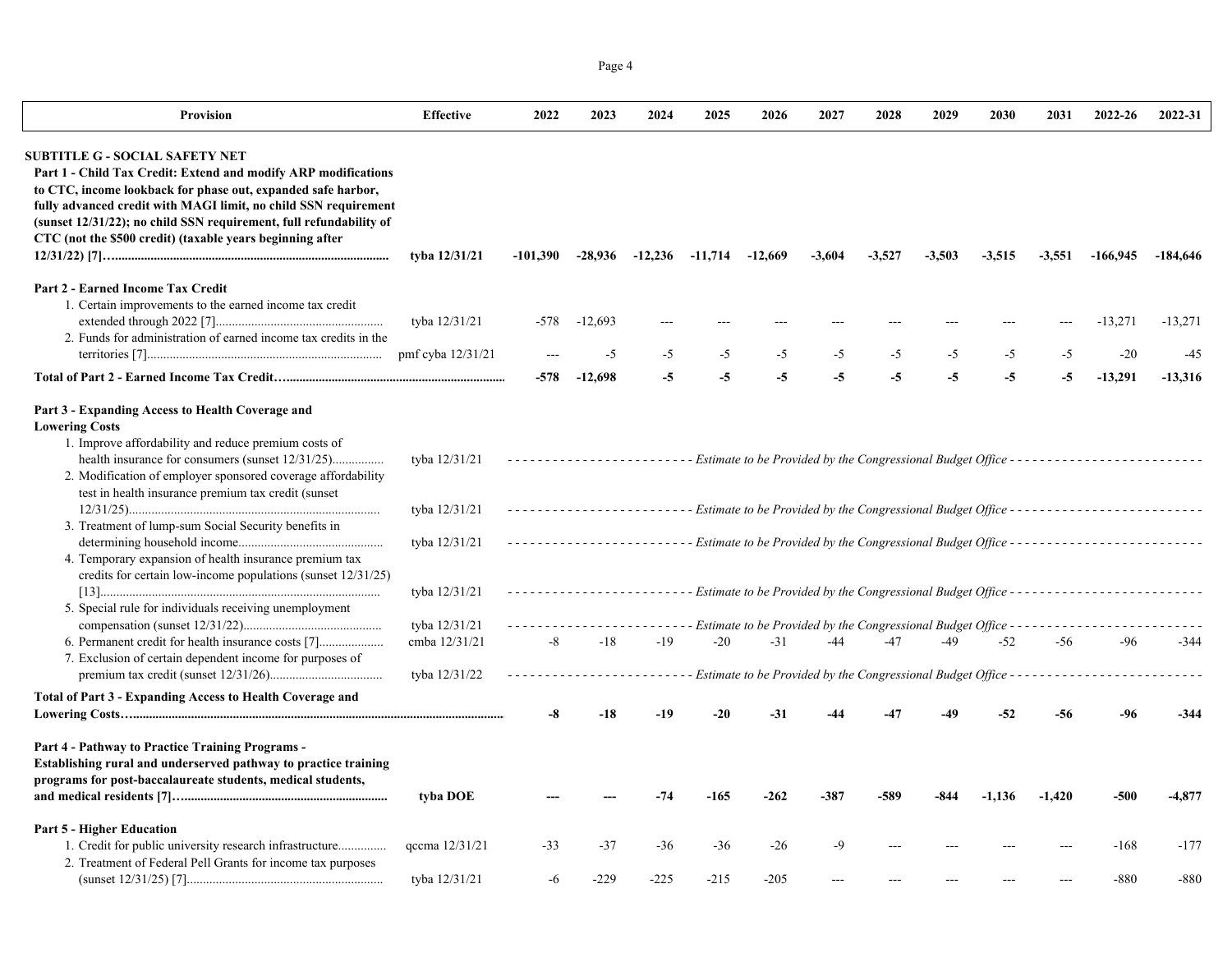| Provision | Effective | 2022 | 2023 | 2024 | 2025 | 2026 | 2027 | 2028 | 2029 | 2030 | 2031 | 2022-26 | 2022-31 |
|---|---|---|---|---|---|---|---|---|---|---|---|---|---|
| **SUBTITLE G - SOCIAL SAFETY NET** | | | | | | | | | | | | | |
| **Part 1 - Child Tax Credit: Extend and modify ARP modifications to CTC, income lookback for phase out, expanded safe harbor, fully advanced credit with MAGI limit, no child SSN requirement (sunset 12/31/22); no child SSN requirement, full refundability of CTC (not the $500 credit) (taxable years beginning after 12/31/22) [7]** | **tyba 12/31/21** | **-101,390** | **-28,936** | **-12,236** | **-11,714** | **-12,669** | **-3,604** | **-3,527** | **-3,503** | **-3,515** | **-3,551** | **-166,945** | **-184,646** |
| **Part 2 - Earned Income Tax Credit** | | | | | | | | | | | | | |
| 1. Certain improvements to the earned income tax credit extended through 2022 [7] | tyba 12/31/21 | -578 | -12,693 | --- | --- | --- | --- | --- | --- | --- | --- | -13,271 | -13,271 |
| 2. Funds for administration of earned income tax credits in the territories [7] | pmf cyba 12/31/21 | --- | -5 | -5 | -5 | -5 | -5 | -5 | -5 | -5 | -5 | -20 | -45 |
| **Total of Part 2 - Earned Income Tax Credit** | | **-578** | **-12,698** | **-5** | **-5** | **-5** | **-5** | **-5** | **-5** | **-5** | **-5** | **-13,291** | **-13,316** |
| **Part 3 - Expanding Access to Health Coverage and Lowering Costs** | | | | | | | | | | | | | |
| 1. Improve affordability and reduce premium costs of health insurance for consumers (sunset 12/31/25) | tyba 12/31/21 | *Estimate to be Provided by the Congressional Budget Office* | | | | | | | | | | | |
| 2. Modification of employer sponsored coverage affordability test in health insurance premium tax credit (sunset 12/31/25) | tyba 12/31/21 | *Estimate to be Provided by the Congressional Budget Office* | | | | | | | | | | | |
| 3. Treatment of lump-sum Social Security benefits in determining household income | tyba 12/31/21 | *Estimate to be Provided by the Congressional Budget Office* | | | | | | | | | | | |
| 4. Temporary expansion of health insurance premium tax credits for certain low-income populations (sunset 12/31/25) [13] | tyba 12/31/21 | *Estimate to be Provided by the Congressional Budget Office* | | | | | | | | | | | |
| 5. Special rule for individuals receiving unemployment compensation (sunset 12/31/22) | tyba 12/31/21 | *Estimate to be Provided by the Congressional Budget Office* | | | | | | | | | | | |
| 6. Permanent credit for health insurance costs [7] | cmba 12/31/21 | -8 | -18 | -19 | -20 | -31 | -44 | -47 | -49 | -52 | -56 | -96 | -344 |
| 7. Exclusion of certain dependent income for purposes of premium tax credit (sunset 12/31/26) | tyba 12/31/22 | *Estimate to be Provided by the Congressional Budget Office* | | | | | | | | | | | |
| **Total of Part 3 - Expanding Access to Health Coverage and Lowering Costs** | | **-8** | **-18** | **-19** | **-20** | **-31** | **-44** | **-47** | **-49** | **-52** | **-56** | **-96** | **-344** |
| **Part 4 - Pathway to Practice Training Programs - Establishing rural and underserved pathway to practice training programs for post-baccalaureate students, medical students, and medical residents [7]** | **tyba DOE** | **---** | **---** | **-74** | **-165** | **-262** | **-387** | **-589** | **-844** | **-1,136** | **-1,420** | **-500** | **-4,877** |
| **Part 5 - Higher Education** | | | | | | | | | | | | | |
| 1. Credit for public university research infrastructure | qccma 12/31/21 | -33 | -37 | -36 | -36 | -26 | -9 | --- | --- | --- | --- | -168 | -177 |
| 2. Treatment of Federal Pell Grants for income tax purposes (sunset 12/31/25) [7] | tyba 12/31/21 | -6 | -229 | -225 | -215 | -205 | --- | --- | --- | --- | --- | -880 | -880 |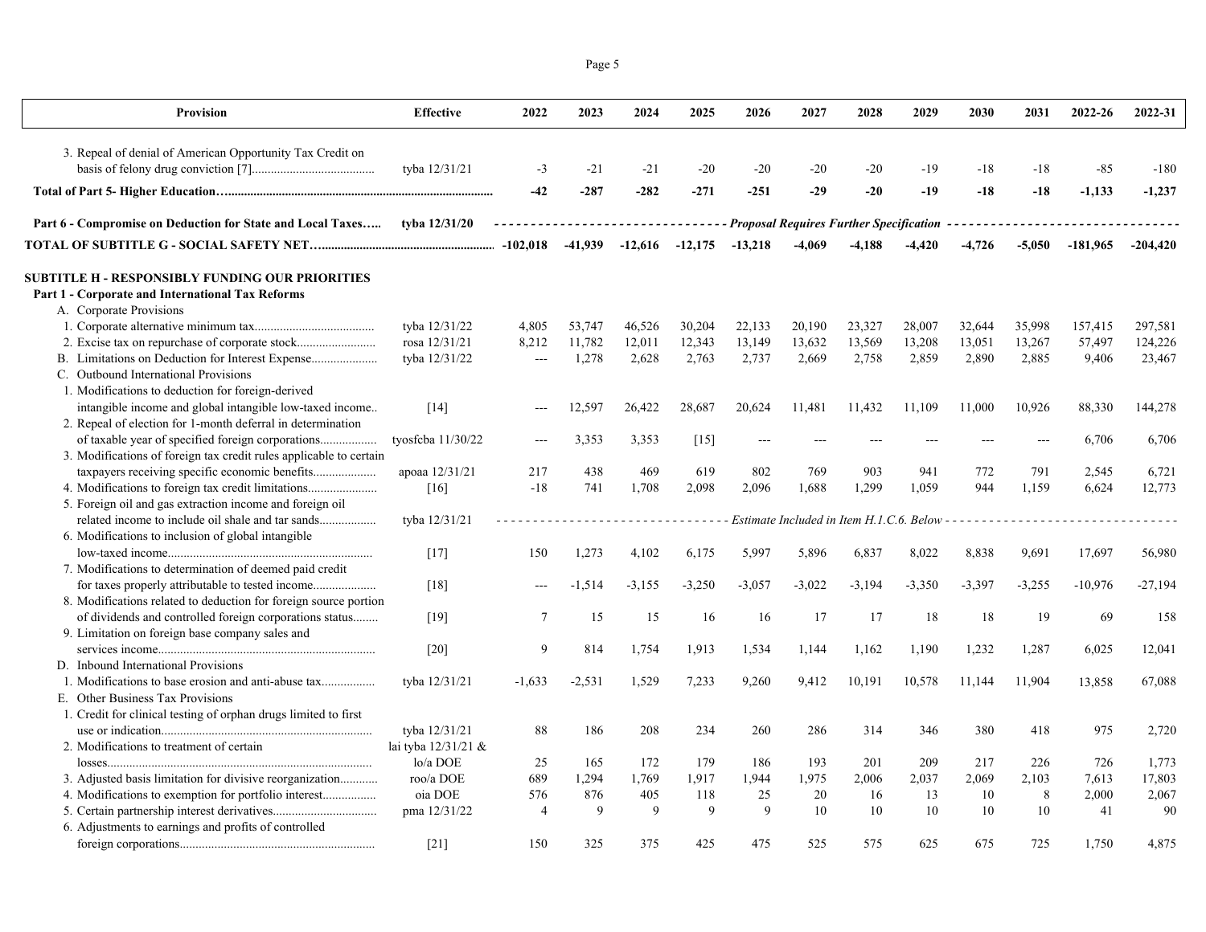| Provision | Effective | 2022 | 2023 | 2024 | 2025 | 2026 | 2027 | 2028 | 2029 | 2030 | 2031 | 2022-26 | 2022-31 |
|---|---|---|---|---|---|---|---|---|---|---|---|---|---|
| 3. Repeal of denial of American Opportunity Tax Credit on basis of felony drug conviction [7]....................................... | tyba 12/31/21 | -3 | -21 | -21 | -20 | -20 | -20 | -20 | -19 | -18 | -18 | -85 | -180 |
| **Total of Part 5- Higher Education…...........................................................................** | | **-42** | **-287** | **-282** | **-271** | **-251** | **-29** | **-20** | **-19** | **-18** | **-18** | **-1,133** | **-1,237** |
| **Part 6 - Compromise on Deduction for State and Local Taxes…..** | **tyba 12/31/20** | | | | | *Proposal Requires Further Specification* | | | | | | | |
| **TOTAL OF SUBTITLE G - SOCIAL SAFETY NET…......................................................** | | **-102,018** | **-41,939** | **-12,616** | **-12,175** | **-13,218** | **-4,069** | **-4,188** | **-4,420** | **-4,726** | **-5,050** | **-181,965** | **-204,420** |
| **SUBTITLE H - RESPONSIBLY FUNDING OUR PRIORITIES** | | | | | | | | | | | | | |
| **Part 1 - Corporate and International Tax Reforms** | | | | | | | | | | | | | |
| A. Corporate Provisions | | | | | | | | | | | | | |
| 1. Corporate alternative minimum tax...................................... | tyba 12/31/22 | 4,805 | 53,747 | 46,526 | 30,204 | 22,133 | 20,190 | 23,327 | 28,007 | 32,644 | 35,998 | 157,415 | 297,581 |
| 2. Excise tax on repurchase of corporate stock......................... | rosa 12/31/21 | 8,212 | 11,782 | 12,011 | 12,343 | 13,149 | 13,632 | 13,569 | 13,208 | 13,051 | 13,267 | 57,497 | 124,226 |
| B. Limitations on Deduction for Interest Expense..................... | tyba 12/31/22 | --- | 1,278 | 2,628 | 2,763 | 2,737 | 2,669 | 2,758 | 2,859 | 2,890 | 2,885 | 9,406 | 23,467 |
| C. Outbound International Provisions | | | | | | | | | | | | | |
| 1. Modifications to deduction for foreign-derived intangible income and global intangible low-taxed income.. | [14] | --- | 12,597 | 26,422 | 28,687 | 20,624 | 11,481 | 11,432 | 11,109 | 11,000 | 10,926 | 88,330 | 144,278 |
| 2. Repeal of election for 1-month deferral in determination of taxable year of specified foreign corporations.................. | tyosfcba 11/30/22 | --- | 3,353 | 3,353 | [15] | --- | --- | --- | --- | --- | --- | 6,706 | 6,706 |
| 3. Modifications of foreign tax credit rules applicable to certain taxpayers receiving specific economic benefits.................... | apoaa 12/31/21 | 217 | 438 | 469 | 619 | 802 | 769 | 903 | 941 | 772 | 791 | 2,545 | 6,721 |
| 4. Modifications to foreign tax credit limitations...................... | [16] | -18 | 741 | 1,708 | 2,098 | 2,096 | 1,688 | 1,299 | 1,059 | 944 | 1,159 | 6,624 | 12,773 |
| 5. Foreign oil and gas extraction income and foreign oil related income to include oil shale and tar sands.................. | tyba 12/31/21 | | | | | *Estimate Included in Item H.1.C.6. Below* | | | | | | | |
| 6. Modifications to inclusion of global intangible low-taxed income................................................................ | [17] | 150 | 1,273 | 4,102 | 6,175 | 5,997 | 5,896 | 6,837 | 8,022 | 8,838 | 9,691 | 17,697 | 56,980 |
| 7. Modifications to determination of deemed paid credit for taxes properly attributable to tested income................... | [18] | --- | -1,514 | -3,155 | -3,250 | -3,057 | -3,022 | -3,194 | -3,350 | -3,397 | -3,255 | -10,976 | -27,194 |
| 8. Modifications related to deduction for foreign source portion of dividends and controlled foreign corporations status........ | [19] | 7 | 15 | 15 | 16 | 16 | 17 | 17 | 18 | 18 | 19 | 69 | 158 |
| 9. Limitation on foreign base company sales and services income.................................................................... | [20] | 9 | 814 | 1,754 | 1,913 | 1,534 | 1,144 | 1,162 | 1,190 | 1,232 | 1,287 | 6,025 | 12,041 |
| D. Inbound International Provisions | | | | | | | | | | | | | |
| 1. Modifications to base erosion and anti-abuse tax................. | tyba 12/31/21 | -1,633 | -2,531 | 1,529 | 7,233 | 9,260 | 9,412 | 10,191 | 10,578 | 11,144 | 11,904 | 13,858 | 67,088 |
| E. Other Business Tax Provisions | | | | | | | | | | | | | |
| 1. Credit for clinical testing of orphan drugs limited to first use or indication.................................................................. | tyba 12/31/21 | 88 | 186 | 208 | 234 | 260 | 286 | 314 | 346 | 380 | 418 | 975 | 2,720 |
| 2. Modifications to treatment of certain losses.................................................................................. | lai tyba 12/31/21 & lo/a DOE | 25 | 165 | 172 | 179 | 186 | 193 | 201 | 209 | 217 | 226 | 726 | 1,773 |
| 3. Adjusted basis limitation for divisive reorganization............ | roo/a DOE | 689 | 1,294 | 1,769 | 1,917 | 1,944 | 1,975 | 2,006 | 2,037 | 2,069 | 2,103 | 7,613 | 17,803 |
| 4. Modifications to exemption for portfolio interest................. | oia DOE | 576 | 876 | 405 | 118 | 25 | 20 | 16 | 13 | 10 | 8 | 2,000 | 2,067 |
| 5. Certain partnership interest derivatives................................ | pma 12/31/22 | 4 | 9 | 9 | 9 | 9 | 10 | 10 | 10 | 10 | 10 | 41 | 90 |
| 6. Adjustments to earnings and profits of controlled foreign corporations............................................................ | [21] | 150 | 325 | 375 | 425 | 475 | 525 | 575 | 625 | 675 | 725 | 1,750 | 4,875 |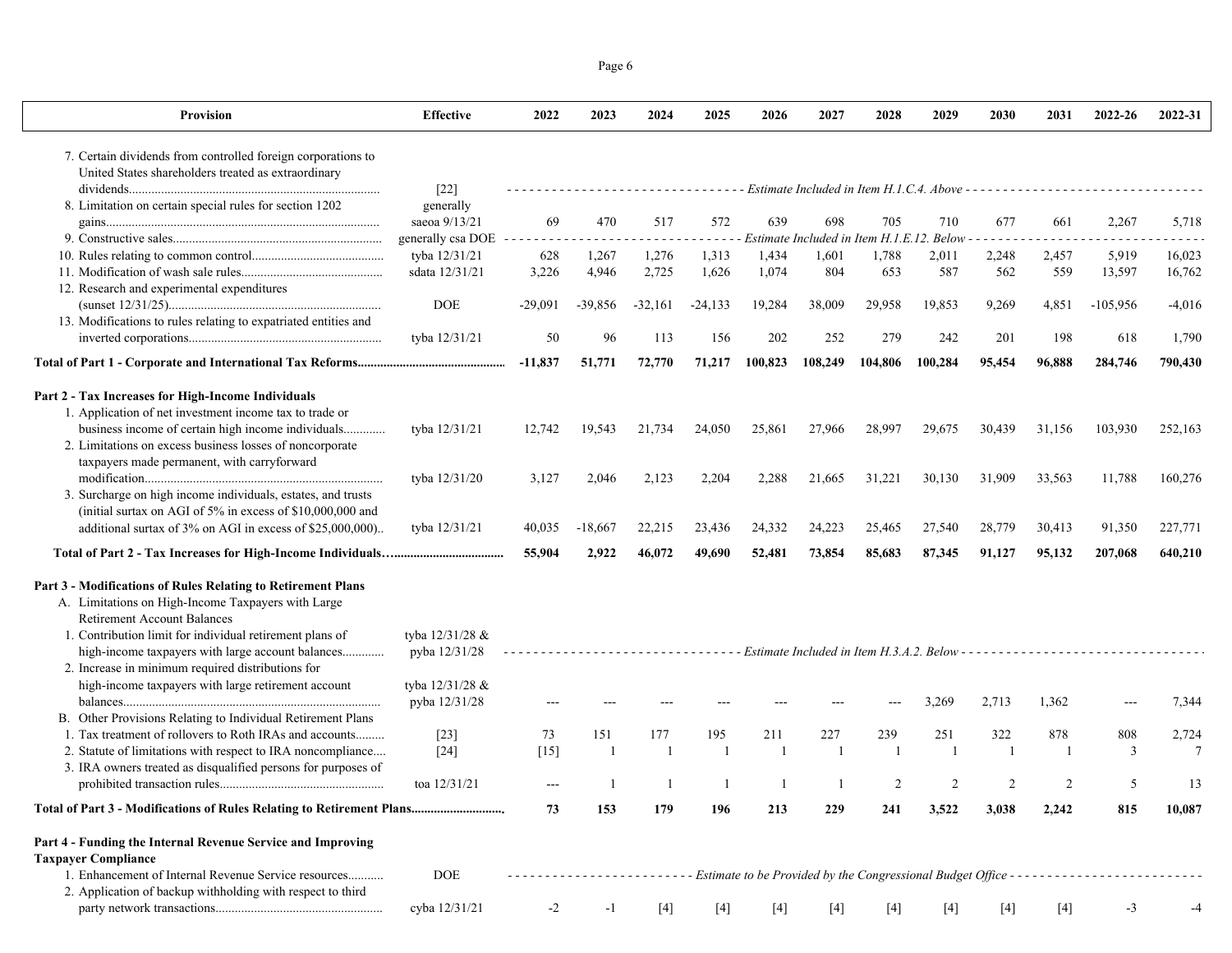| Provision | Effective | 2022 | 2023 | 2024 | 2025 | 2026 | 2027 | 2028 | 2029 | 2030 | 2031 | 2022-26 | 2022-31 |
|---|---|---|---|---|---|---|---|---|---|---|---|---|---|
| 7. Certain dividends from controlled foreign corporations to United States shareholders treated as extraordinary dividends | [22] | ---------- Estimate Included in Item H.1.C.4. Above ---------- | | | | | | | | | | | |
| 8. Limitation on certain special rules for section 1202 gains | generally saeoa 9/13/21 | 69 | 470 | 517 | 572 | 639 | 698 | 705 | 710 | 677 | 661 | 2,267 | 5,718 |
| 9. Constructive sales | generally csa DOE | ---------- Estimate Included in Item H.1.E.12. Below ---------- | | | | | | | | | | | |
| 10. Rules relating to common control | tyba 12/31/21 | 628 | 1,267 | 1,276 | 1,313 | 1,434 | 1,601 | 1,788 | 2,011 | 2,248 | 2,457 | 5,919 | 16,023 |
| 11. Modification of wash sale rules | sdata 12/31/21 | 3,226 | 4,946 | 2,725 | 1,626 | 1,074 | 804 | 653 | 587 | 562 | 559 | 13,597 | 16,762 |
| 12. Research and experimental expenditures (sunset 12/31/25) | DOE | -29,091 | -39,856 | -32,161 | -24,133 | 19,284 | 38,009 | 29,958 | 19,853 | 9,269 | 4,851 | -105,956 | -4,016 |
| 13. Modifications to rules relating to expatriated entities and inverted corporations | tyba 12/31/21 | 50 | 96 | 113 | 156 | 202 | 252 | 279 | 242 | 201 | 198 | 618 | 1,790 |
| **Total of Part 1 - Corporate and International Tax Reforms** | | **-11,837** | **51,771** | **72,770** | **71,217** | **100,823** | **108,249** | **104,806** | **100,284** | **95,454** | **96,888** | **284,746** | **790,430** |
| **Part 2 - Tax Increases for High-Income Individuals** | | | | | | | | | | | | | |
| 1. Application of net investment income tax to trade or business income of certain high income individuals | tyba 12/31/21 | 12,742 | 19,543 | 21,734 | 24,050 | 25,861 | 27,966 | 28,997 | 29,675 | 30,439 | 31,156 | 103,930 | 252,163 |
| 2. Limitations on excess business losses of noncorporate taxpayers made permanent, with carryforward modification | tyba 12/31/20 | 3,127 | 2,046 | 2,123 | 2,204 | 2,288 | 21,665 | 31,221 | 30,130 | 31,909 | 33,563 | 11,788 | 160,276 |
| 3. Surcharge on high income individuals, estates, and trusts (initial surtax on AGI of 5% in excess of $10,000,000 and additional surtax of 3% on AGI in excess of $25,000,000) | tyba 12/31/21 | 40,035 | -18,667 | 22,215 | 23,436 | 24,332 | 24,223 | 25,465 | 27,540 | 28,779 | 30,413 | 91,350 | 227,771 |
| **Total of Part 2 - Tax Increases for High-Income Individuals** | | **55,904** | **2,922** | **46,072** | **49,690** | **52,481** | **73,854** | **85,683** | **87,345** | **91,127** | **95,132** | **207,068** | **640,210** |
| **Part 3 - Modifications of Rules Relating to Retirement Plans** | | | | | | | | | | | | | |
| A. Limitations on High-Income Taxpayers with Large Retirement Account Balances | | | | | | | | | | | | | |
| 1. Contribution limit for individual retirement plans of high-income taxpayers with large account balances | tyba 12/31/28 & pyba 12/31/28 | ---------- Estimate Included in Item H.3.A.2. Below ---------- | | | | | | | | | | | |
| 2. Increase in minimum required distributions for high-income taxpayers with large retirement account balances | tyba 12/31/28 & pyba 12/31/28 | --- | --- | --- | --- | --- | --- | --- | 3,269 | 2,713 | 1,362 | --- | 7,344 |
| B. Other Provisions Relating to Individual Retirement Plans | | | | | | | | | | | | | |
| 1. Tax treatment of rollovers to Roth IRAs and accounts | [23] | 73 | 151 | 177 | 195 | 211 | 227 | 239 | 251 | 322 | 878 | 808 | 2,724 |
| 2. Statute of limitations with respect to IRA noncompliance | [24] | [15] | 1 | 1 | 1 | 1 | 1 | 1 | 1 | 1 | 1 | 3 | 7 |
| 3. IRA owners treated as disqualified persons for purposes of prohibited transaction rules | toa 12/31/21 | --- | 1 | 1 | 1 | 1 | 1 | 2 | 2 | 2 | 2 | 5 | 13 |
| **Total of Part 3 - Modifications of Rules Relating to Retirement Plans** | | **73** | **153** | **179** | **196** | **213** | **229** | **241** | **3,522** | **3,038** | **2,242** | **815** | **10,087** |
| **Part 4 - Funding the Internal Revenue Service and Improving Taxpayer Compliance** | | | | | | | | | | | | | |
| 1. Enhancement of Internal Revenue Service resources | DOE | ---------- Estimate to be Provided by the Congressional Budget Office ---------- | | | | | | | | | | | |
| 2. Application of backup withholding with respect to third party network transactions | cyba 12/31/21 | -2 | -1 | [4] | [4] | [4] | [4] | [4] | [4] | [4] | [4] | -3 | -4 |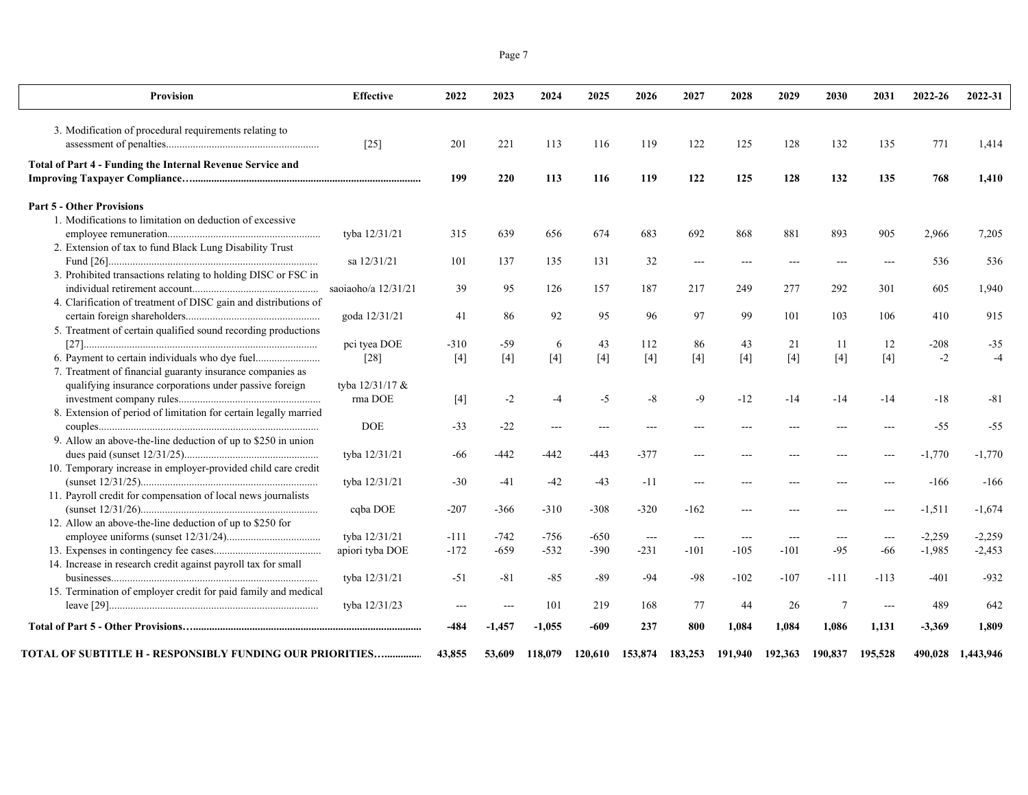| Provision | Effective | 2022 | 2023 | 2024 | 2025 | 2026 | 2027 | 2028 | 2029 | 2030 | 2031 | 2022-26 | 2022-31 |
|---|---|---|---|---|---|---|---|---|---|---|---|---|---|
| 3. Modification of procedural requirements relating to assessment of penalties........................................................ | [25] | 201 | 221 | 113 | 116 | 119 | 122 | 125 | 128 | 132 | 135 | 771 | 1,414 |
| **Total of Part 4 - Funding the Internal Revenue Service and Improving Taxpayer Compliance…....................................................................................** | | **199** | **220** | **113** | **116** | **119** | **122** | **125** | **128** | **132** | **135** | **768** | **1,410** |
| **Part 5 - Other Provisions** | | | | | | | | | | | | | |
| 1. Modifications to limitation on deduction of excessive employee remuneration........................................................ | tyba 12/31/21 | 315 | 639 | 656 | 674 | 683 | 692 | 868 | 881 | 893 | 905 | 2,966 | 7,205 |
| 2. Extension of tax to fund Black Lung Disability Trust Fund [26]............................................................................ | sa 12/31/21 | 101 | 137 | 135 | 131 | 32 | --- | --- | --- | --- | --- | 536 | 536 |
| 3. Prohibited transactions relating to holding DISC or FSC in individual retirement account.............................................. | saoiaoho/a 12/31/21 | 39 | 95 | 126 | 157 | 187 | 217 | 249 | 277 | 292 | 301 | 605 | 1,940 |
| 4. Clarification of treatment of DISC gain and distributions of certain foreign shareholders................................................. | goda 12/31/21 | 41 | 86 | 92 | 95 | 96 | 97 | 99 | 101 | 103 | 106 | 410 | 915 |
| 5. Treatment of certain qualified sound recording productions [27]..................................................................................... | pci tyea DOE | -310 | -59 | 6 | 43 | 112 | 86 | 43 | 21 | 11 | 12 | -208 | -35 |
| 6. Payment to certain individuals who dye fuel....................... | [28] | [4] | [4] | [4] | [4] | [4] | [4] | [4] | [4] | [4] | [4] | -2 | -4 |
| 7. Treatment of financial guaranty insurance companies as qualifying insurance corporations under passive foreign investment company rules.................................................... | tyba 12/31/17 & rma DOE | [4] | -2 | -4 | -5 | -8 | -9 | -12 | -14 | -14 | -14 | -18 | -81 |
| 8. Extension of period of limitation for certain legally married couples................................................................................. | DOE | -33 | -22 | --- | --- | --- | --- | --- | --- | --- | --- | -55 | -55 |
| 9. Allow an above-the-line deduction of up to $250 in union dues paid (sunset 12/31/25)................................................. | tyba 12/31/21 | -66 | -442 | -442 | -443 | -377 | --- | --- | --- | --- | --- | -1,770 | -1,770 |
| 10. Temporary increase in employer-provided child care credit (sunset 12/31/25)................................................................. | tyba 12/31/21 | -30 | -41 | -42 | -43 | -11 | --- | --- | --- | --- | --- | -166 | -166 |
| 11. Payroll credit for compensation of local news journalists (sunset 12/31/26)................................................................. | cqba DOE | -207 | -366 | -310 | -308 | -320 | -162 | --- | --- | --- | --- | -1,511 | -1,674 |
| 12. Allow an above-the-line deduction of up to $250 for employee uniforms (sunset 12/31/24).................................. | tyba 12/31/21 | -111 | -742 | -756 | -650 | --- | --- | --- | --- | --- | --- | -2,259 | -2,259 |
| 13. Expenses in contingency fee cases....................................... | apiori tyba DOE | -172 | -659 | -532 | -390 | -231 | -101 | -105 | -101 | -95 | -66 | -1,985 | -2,453 |
| 14. Increase in research credit against payroll tax for small businesses............................................................................ | tyba 12/31/21 | -51 | -81 | -85 | -89 | -94 | -98 | -102 | -107 | -111 | -113 | -401 | -932 |
| 15. Termination of employer credit for paid family and medical leave [29]............................................................................ | tyba 12/31/23 | --- | --- | 101 | 219 | 168 | 77 | 44 | 26 | 7 | --- | 489 | 642 |
| **Total of Part 5 - Other Provisions…....................................................................................** | | **-484** | **-1,457** | **-1,055** | **-609** | **237** | **800** | **1,084** | **1,084** | **1,086** | **1,131** | **-3,369** | **1,809** |
| **TOTAL OF SUBTITLE H - RESPONSIBLY FUNDING OUR PRIORITIES…..............** | | **43,855** | **53,609** | **118,079** | **120,610** | **153,874** | **183,253** | **191,940** | **192,363** | **190,837** | **195,528** | **490,028** | **1,443,946** |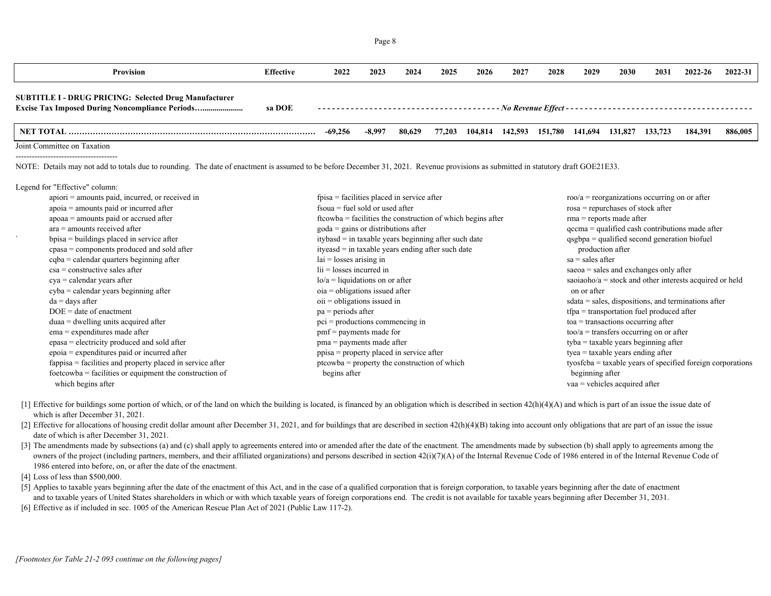| Provision | Effective | 2022 | 2023 | 2024 | 2025 | 2026 | 2027 | 2028 | 2029 | 2030 | 2031 | 2022-26 | 2022-31 |
|---|---|---|---|---|---|---|---|---|---|---|---|---|---|
| **SUBTITLE I - DRUG PRICING: Selected Drug Manufacturer Excise Tax Imposed During Noncompliance Periods…....................** | **sa DOE** | | | | | | ***No Revenue Effect*** | | | | | | |
| **NET TOTAL …………………………………………………………………………………** | | **-69,256** | **-8,997** | **80,629** | **77,203** | **104,814** | **142,593** | **151,780** | **141,694** | **131,827** | **133,723** | **184,391** | **886,005** |

Joint Committee on Taxation

--------------------------------------

NOTE: Details may not add to totals due to rounding. The date of enactment is assumed to be before December 31, 2021. Revenue provisions as submitted in statutory draft GOE21E33.

Legend for "Effective" column:

apiori = amounts paid, incurred, or received in
apoia = amounts paid or incurred after
apoaa = amounts paid or accrued after
ara = amounts received after
bpisa = buildings placed in service after
cpasa = components produced and sold after
cqba = calendar quarters beginning after
csa = constructive sales after
cya = calendar years after
cyba = calendar years beginning after
da = days after
DOE = date of enactment
duaa = dwelling units acquired after
ema = expenditures made after
epasa = electricity produced and sold after
epoia = expenditures paid or incurred after
fappisa = facilities and property placed in service after
foetcowba = facilities or equipment the construction of which begins after
fpisa = facilities placed in service after
fsoua = fuel sold or used after
ftcowba = facilities the construction of which begins after
goda = gains or distributions after
itybasd = in taxable years beginning after such date
ityeasd = in taxable years ending after such date
lai = losses arising in
lii = losses incurred in
lo/a = liquidations on or after
oia = obligations issued after
oii = obligations issued in
pa = periods after
pci = productions commencing in
pmf = payments made for
pma = payments made after
ppisa = property placed in service after
ptcowba = property the construction of which begins after
roo/a = reorganizations occurring on or after
rosa = repurchases of stock after
rma = reports made after
qccma = qualified cash contributions made after
qsgbpa = qualified second generation biofuel production after
sa = sales after
saeoa = sales and exchanges only after
saoiaoho/a = stock and other interests acquired or held on or after
sdata = sales, dispositions, and terminations after
tfpa = transportation fuel produced after
toa = transactions occurring after
too/a = transfers occurring on or after
tyba = taxable years beginning after
tyea = taxable years ending after
tyosfcba = taxable years of specified foreign corporations beginning after
vaa = vehicles acquired after

[1] Effective for buildings some portion of which, or of the land on which the building is located, is financed by an obligation which is described in section 42(h)(4)(A) and which is part of an issue the issue date of which is after December 31, 2021.

[2] Effective for allocations of housing credit dollar amount after December 31, 2021, and for buildings that are described in section 42(h)(4)(B) taking into account only obligations that are part of an issue the issue date of which is after December 31, 2021.

[3] The amendments made by subsections (a) and (c) shall apply to agreements entered into or amended after the date of the enactment. The amendments made by subsection (b) shall apply to agreements among the owners of the project (including partners, members, and their affiliated organizations) and persons described in section 42(i)(7)(A) of the Internal Revenue Code of 1986 entered in of the Internal Revenue Code of 1986 entered into before, on, or after the date of the enactment.

[4] Loss of less than $500,000.

[5] Applies to taxable years beginning after the date of the enactment of this Act, and in the case of a qualified corporation that is foreign corporation, to taxable years beginning after the date of enactment and to taxable years of United States shareholders in which or with which taxable years of foreign corporations end. The credit is not available for taxable years beginning after December 31, 2031.

[6] Effective as if included in sec. 1005 of the American Rescue Plan Act of 2021 (Public Law 117-2).

*[Footnotes for Table 21-2 093 continue on the following pages]*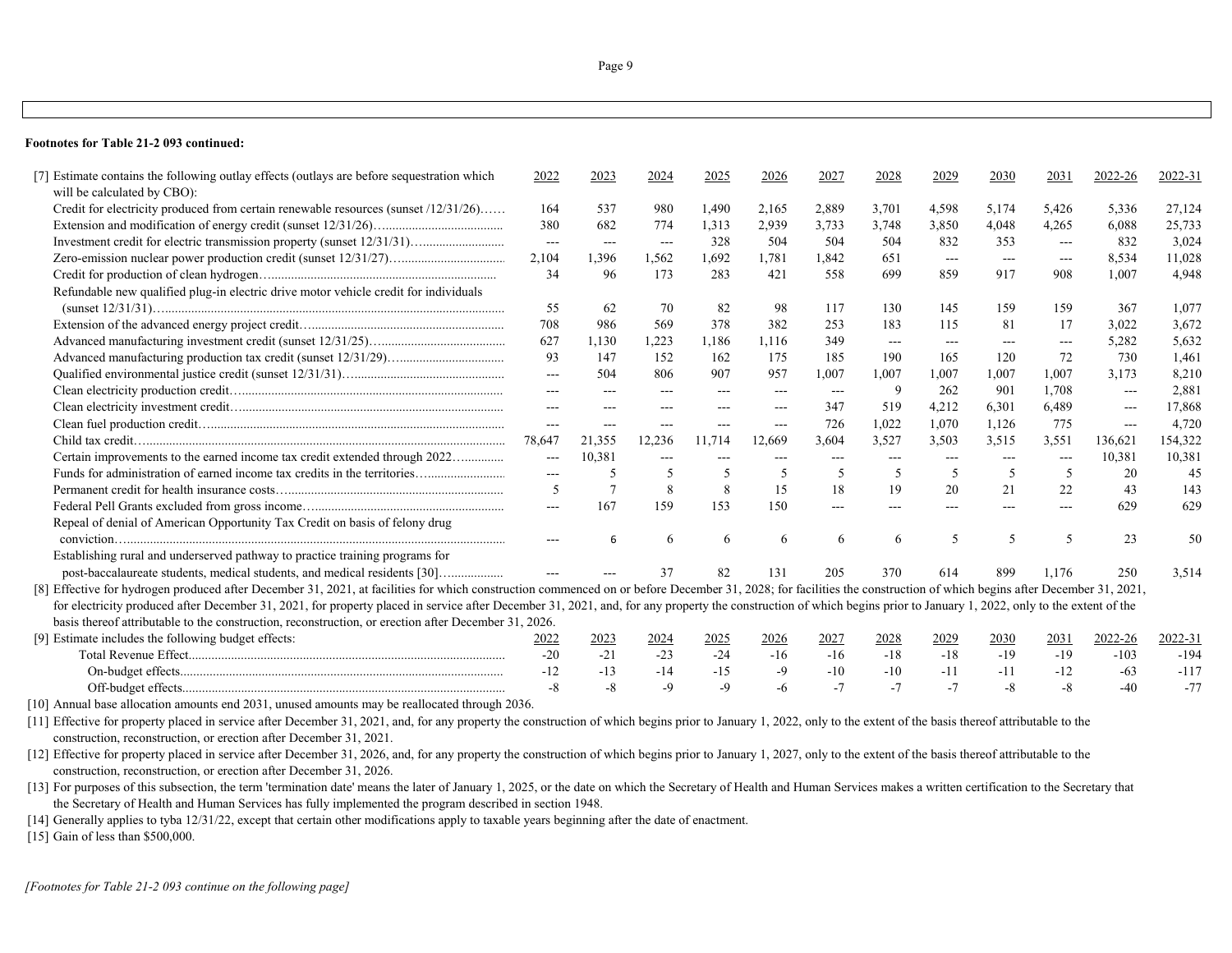**Footnotes for Table 21-2 093 continued:**

[7] Estimate contains the following outlay effects (outlays are before sequestration which will be calculated by CBO):

| | 2022 | 2023 | 2024 | 2025 | 2026 | 2027 | 2028 | 2029 | 2030 | 2031 | 2022-26 | 2022-31 |
|---|---|---|---|---|---|---|---|---|---|---|---|---|
| Credit for electricity produced from certain renewable resources (sunset /12/31/26)…… | 164 | 537 | 980 | 1,490 | 2,165 | 2,889 | 3,701 | 4,598 | 5,174 | 5,426 | 5,336 | 27,124 |
| Extension and modification of energy credit (sunset 12/31/26)…… | 380 | 682 | 774 | 1,313 | 2,939 | 3,733 | 3,748 | 3,850 | 4,048 | 4,265 | 6,088 | 25,733 |
| Investment credit for electric transmission property (sunset 12/31/31)…… | --- | --- | --- | 328 | 504 | 504 | 504 | 832 | 353 | --- | 832 | 3,024 |
| Zero-emission nuclear power production credit (sunset 12/31/27)…… | 2,104 | 1,396 | 1,562 | 1,692 | 1,781 | 1,842 | 651 | --- | --- | --- | 8,534 | 11,028 |
| Credit for production of clean hydrogen…… | 34 | 96 | 173 | 283 | 421 | 558 | 699 | 859 | 917 | 908 | 1,007 | 4,948 |
| Refundable new qualified plug-in electric drive motor vehicle credit for individuals (sunset 12/31/31)…… | 55 | 62 | 70 | 82 | 98 | 117 | 130 | 145 | 159 | 159 | 367 | 1,077 |
| Extension of the advanced energy project credit…… | 708 | 986 | 569 | 378 | 382 | 253 | 183 | 115 | 81 | 17 | 3,022 | 3,672 |
| Advanced manufacturing investment credit (sunset 12/31/25)…… | 627 | 1,130 | 1,223 | 1,186 | 1,116 | 349 | --- | --- | --- | --- | 5,282 | 5,632 |
| Advanced manufacturing production tax credit (sunset 12/31/29)…… | 93 | 147 | 152 | 162 | 175 | 185 | 190 | 165 | 120 | 72 | 730 | 1,461 |
| Qualified environmental justice credit (sunset 12/31/31)…… | --- | 504 | 806 | 907 | 957 | 1,007 | 1,007 | 1,007 | 1,007 | 1,007 | 3,173 | 8,210 |
| Clean electricity production credit…… | --- | --- | --- | --- | --- | --- | 9 | 262 | 901 | 1,708 | --- | 2,881 |
| Clean electricity investment credit…… | --- | --- | --- | --- | --- | 347 | 519 | 4,212 | 6,301 | 6,489 | --- | 17,868 |
| Clean fuel production credit…… | --- | --- | --- | --- | --- | 726 | 1,022 | 1,070 | 1,126 | 775 | --- | 4,720 |
| Child tax credit…… | 78,647 | 21,355 | 12,236 | 11,714 | 12,669 | 3,604 | 3,527 | 3,503 | 3,515 | 3,551 | 136,621 | 154,322 |
| Certain improvements to the earned income tax credit extended through 2022…… | --- | 10,381 | --- | --- | --- | --- | --- | --- | --- | --- | 10,381 | 10,381 |
| Funds for administration of earned income tax credits in the territories…… | --- | 5 | 5 | 5 | 5 | 5 | 5 | 5 | 5 | 5 | 20 | 45 |
| Permanent credit for health insurance costs…… | 5 | 7 | 8 | 8 | 15 | 18 | 19 | 20 | 21 | 22 | 43 | 143 |
| Federal Pell Grants excluded from gross income…… | --- | 167 | 159 | 153 | 150 | --- | --- | --- | --- | --- | 629 | 629 |
| Repeal of denial of American Opportunity Tax Credit on basis of felony drug conviction…… | --- | 6 | 6 | 6 | 6 | 6 | 6 | 5 | 5 | 5 | 23 | 50 |
| Establishing rural and underserved pathway to practice training programs for post-baccalaureate students, medical students, and medical residents [30]…… | --- | --- | 37 | 82 | 131 | 205 | 370 | 614 | 899 | 1,176 | 250 | 3,514 |

[8] Effective for hydrogen produced after December 31, 2021, at facilities for which construction commenced on or before December 31, 2028; for facilities the construction of which begins after December 31, 2021, for electricity produced after December 31, 2021, for property placed in service after December 31, 2021, and, for any property the construction of which begins prior to January 1, 2022, only to the extent of the basis thereof attributable to the construction, reconstruction, or erection after December 31, 2026.

[9] Estimate includes the following budget effects:

| | 2022 | 2023 | 2024 | 2025 | 2026 | 2027 | 2028 | 2029 | 2030 | 2031 | 2022-26 | 2022-31 |
|---|---|---|---|---|---|---|---|---|---|---|---|---|
| Total Revenue Effect…… | -20 | -21 | -23 | -24 | -16 | -16 | -18 | -18 | -19 | -19 | -103 | -194 |
| On-budget effects…… | -12 | -13 | -14 | -15 | -9 | -10 | -10 | -11 | -11 | -12 | -63 | -117 |
| Off-budget effects…… | -8 | -8 | -9 | -9 | -6 | -7 | -7 | -7 | -8 | -8 | -40 | -77 |

[10] Annual base allocation amounts end 2031, unused amounts may be reallocated through 2036.

[11] Effective for property placed in service after December 31, 2021, and, for any property the construction of which begins prior to January 1, 2022, only to the extent of the basis thereof attributable to the construction, reconstruction, or erection after December 31, 2021.

[12] Effective for property placed in service after December 31, 2026, and, for any property the construction of which begins prior to January 1, 2027, only to the extent of the basis thereof attributable to the construction, reconstruction, or erection after December 31, 2026.

[13] For purposes of this subsection, the term 'termination date' means the later of January 1, 2025, or the date on which the Secretary of Health and Human Services makes a written certification to the Secretary that the Secretary of Health and Human Services has fully implemented the program described in section 1948.

[14] Generally applies to tyba 12/31/22, except that certain other modifications apply to taxable years beginning after the date of enactment.

[15] Gain of less than $500,000.

*[Footnotes for Table 21-2 093 continue on the following page]*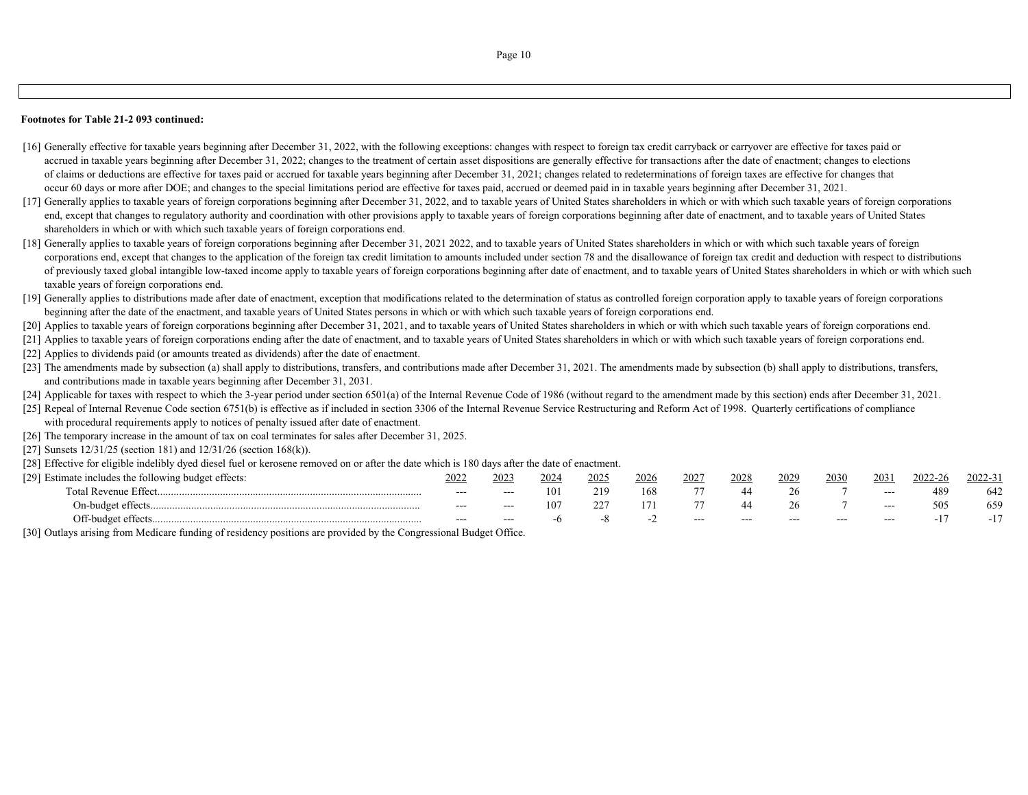**Footnotes for Table 21-2 093 continued:**

[16] Generally effective for taxable years beginning after December 31, 2022, with the following exceptions: changes with respect to foreign tax credit carryback or carryover are effective for taxes paid or accrued in taxable years beginning after December 31, 2022; changes to the treatment of certain asset dispositions are generally effective for transactions after the date of enactment; changes to elections of claims or deductions are effective for taxes paid or accrued for taxable years beginning after December 31, 2021; changes related to redeterminations of foreign taxes are effective for changes that occur 60 days or more after DOE; and changes to the special limitations period are effective for taxes paid, accrued or deemed paid in in taxable years beginning after December 31, 2021.

[17] Generally applies to taxable years of foreign corporations beginning after December 31, 2022, and to taxable years of United States shareholders in which or with which such taxable years of foreign corporations end, except that changes to regulatory authority and coordination with other provisions apply to taxable years of foreign corporations beginning after date of enactment, and to taxable years of United States shareholders in which or with which such taxable years of foreign corporations end.

[18] Generally applies to taxable years of foreign corporations beginning after December 31, 2021 2022, and to taxable years of United States shareholders in which or with which such taxable years of foreign corporations end, except that changes to the application of the foreign tax credit limitation to amounts included under section 78 and the disallowance of foreign tax credit and deduction with respect to distributions of previously taxed global intangible low-taxed income apply to taxable years of foreign corporations beginning after date of enactment, and to taxable years of United States shareholders in which or with which such taxable years of foreign corporations end.

[19] Generally applies to distributions made after date of enactment, exception that modifications related to the determination of status as controlled foreign corporation apply to taxable years of foreign corporations beginning after the date of the enactment, and taxable years of United States persons in which or with which such taxable years of foreign corporations end.

[20] Applies to taxable years of foreign corporations beginning after December 31, 2021, and to taxable years of United States shareholders in which or with which such taxable years of foreign corporations end.

[21] Applies to taxable years of foreign corporations ending after the date of enactment, and to taxable years of United States shareholders in which or with which such taxable years of foreign corporations end.

[22] Applies to dividends paid (or amounts treated as dividends) after the date of enactment.

[23] The amendments made by subsection (a) shall apply to distributions, transfers, and contributions made after December 31, 2021. The amendments made by subsection (b) shall apply to distributions, transfers, and contributions made in taxable years beginning after December 31, 2031.

[24] Applicable for taxes with respect to which the 3-year period under section 6501(a) of the Internal Revenue Code of 1986 (without regard to the amendment made by this section) ends after December 31, 2021.

[25] Repeal of Internal Revenue Code section 6751(b) is effective as if included in section 3306 of the Internal Revenue Service Restructuring and Reform Act of 1998. Quarterly certifications of compliance with procedural requirements apply to notices of penalty issued after date of enactment.

[26] The temporary increase in the amount of tax on coal terminates for sales after December 31, 2025.

[27] Sunsets 12/31/25 (section 181) and 12/31/26 (section 168(k)).

[28] Effective for eligible indelibly dyed diesel fuel or kerosene removed on or after the date which is 180 days after the date of enactment.

[29] Estimate includes the following budget effects:

| | 2022 | 2023 | 2024 | 2025 | 2026 | 2027 | 2028 | 2029 | 2030 | 2031 | 2022-26 | 2022-31 |
|---|---|---|---|---|---|---|---|---|---|---|---|---|
| Total Revenue Effect | --- | --- | 101 | 219 | 168 | 77 | 44 | 26 | 7 | --- | 489 | 642 |
| On-budget effects | --- | --- | 107 | 227 | 171 | 77 | 44 | 26 | 7 | --- | 505 | 659 |
| Off-budget effects | --- | --- | -6 | -8 | -2 | --- | --- | --- | --- | --- | -17 | -17 |

[30] Outlays arising from Medicare funding of residency positions are provided by the Congressional Budget Office.